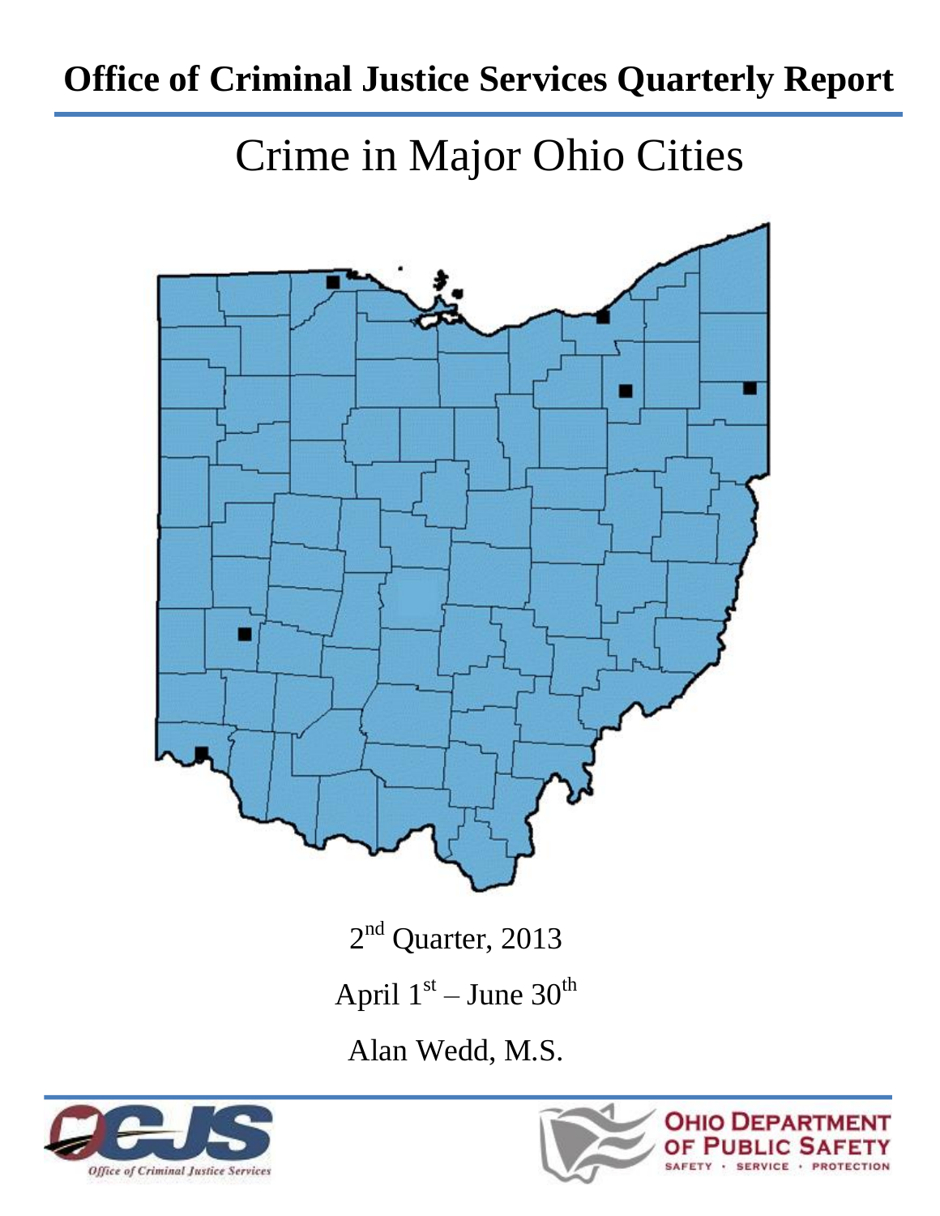# Office of Criminal Justice Services Quarterly Report

## Crime in Major Ohio Cities

2nd Quarter, 2013

April 1st – June 30th

Alan Wedd, M.S.

Office of Criminal Justice Services

OHIO DEPARTMENT OF PUBLIC SAFETY

SAFETY · SERVICE · PROTECTION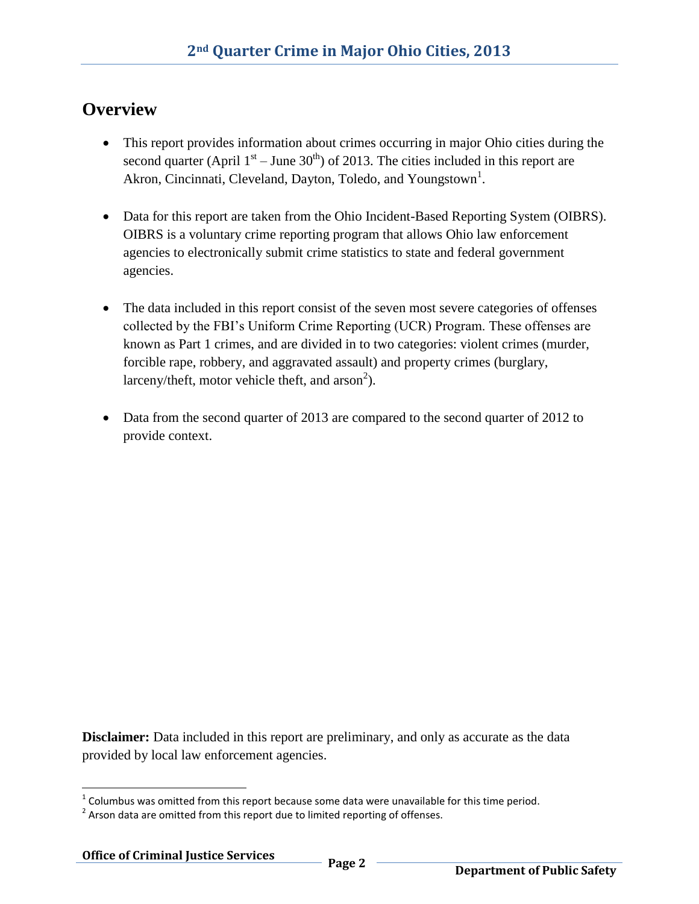## Overview

- This report provides information about crimes occurring in major Ohio cities during the second quarter (April 1st – June 30th) of 2013. The cities included in this report are Akron, Cincinnati, Cleveland, Dayton, Toledo, and Youngstown[1].

- Data for this report are taken from the Ohio Incident-Based Reporting System (OIBRS). OIBRS is a voluntary crime reporting program that allows Ohio law enforcement agencies to electronically submit crime statistics to state and federal government agencies.

- The data included in this report consist of the seven most severe categories of offenses collected by the FBI's Uniform Crime Reporting (UCR) Program. These offenses are known as Part 1 crimes, and are divided in to two categories: violent crimes (murder, forcible rape, robbery, and aggravated assault) and property crimes (burglary, larceny/theft, motor vehicle theft, and arson[2]).

- Data from the second quarter of 2013 are compared to the second quarter of 2012 to provide context.

**Disclaimer:** Data included in this report are preliminary, and only as accurate as the data provided by local law enforcement agencies.

[1] Columbus was omitted from this report because some data were unavailable for this time period.

[2] Arson data are omitted from this report due to limited reporting of offenses.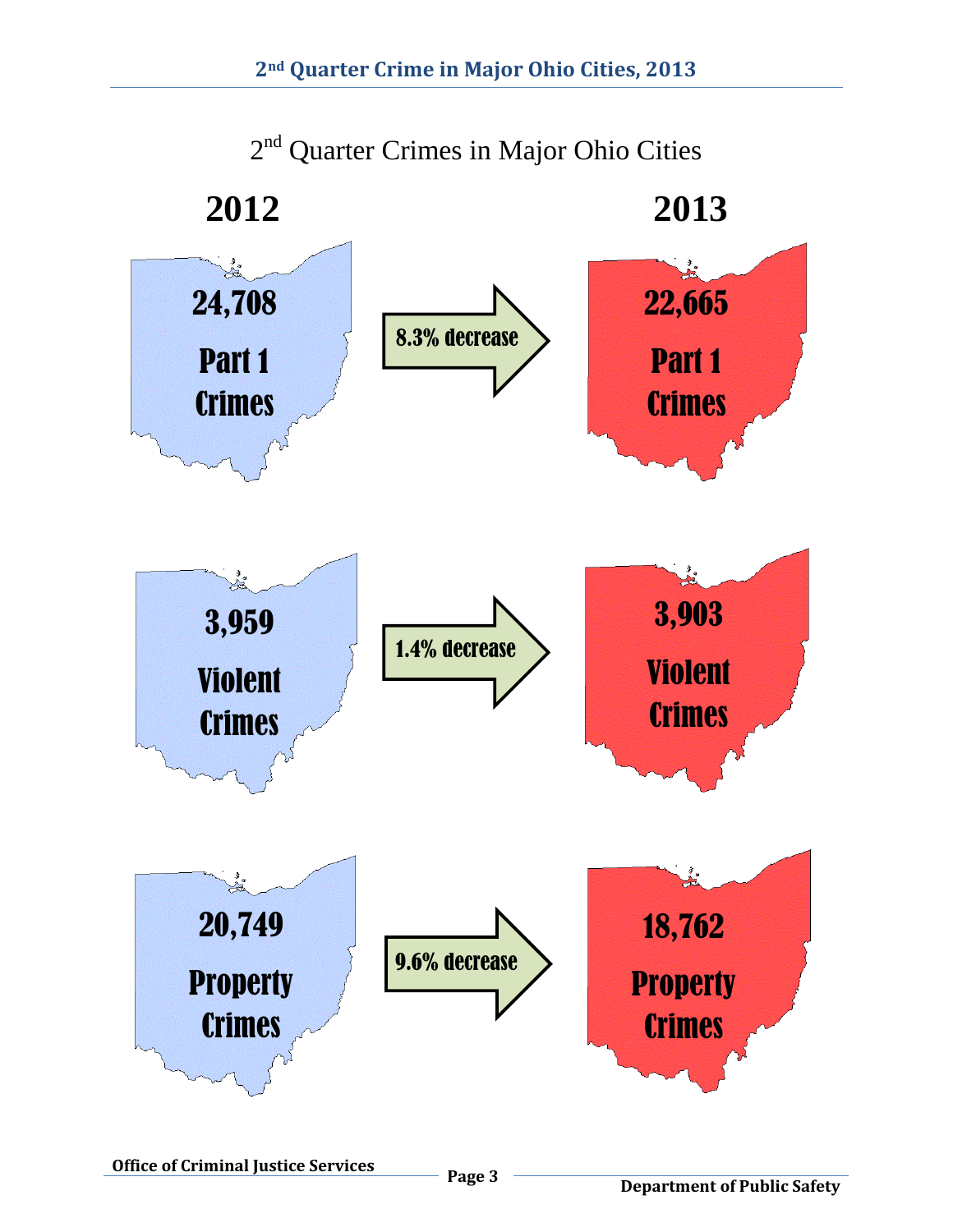## 2nd Quarter Crimes in Major Ohio Cities

| | 2012 | | 2013 |
|---|---|---|---|
| Part 1 Crimes | 24,708 | 8.3% decrease | 22,665 |
| Violent Crimes | 3,959 | 1.4% decrease | 3,903 |
| Property Crimes | 20,749 | 9.6% decrease | 18,762 |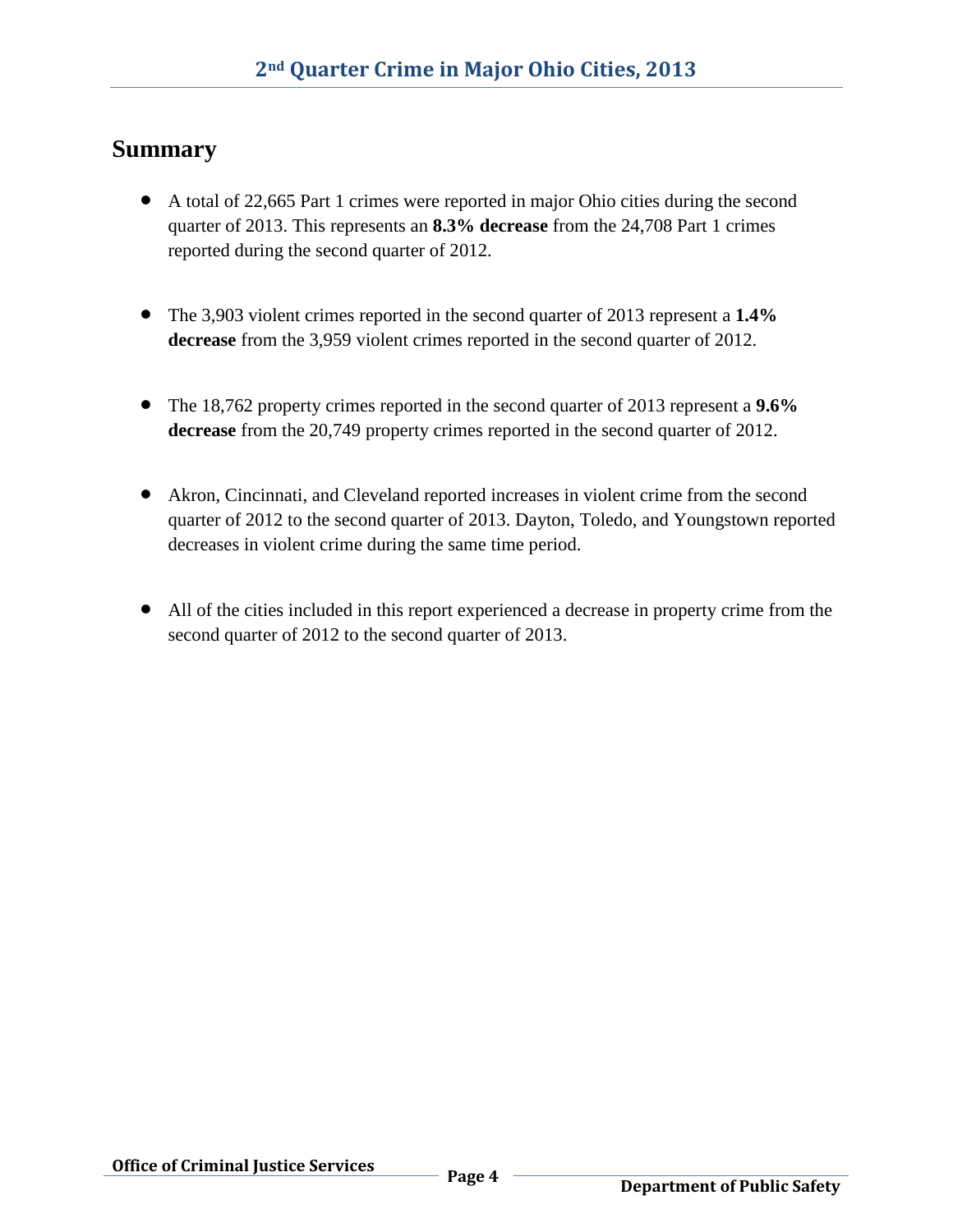## Summary

- A total of 22,665 Part 1 crimes were reported in major Ohio cities during the second quarter of 2013. This represents an **8.3% decrease** from the 24,708 Part 1 crimes reported during the second quarter of 2012.

- The 3,903 violent crimes reported in the second quarter of 2013 represent a **1.4% decrease** from the 3,959 violent crimes reported in the second quarter of 2012.

- The 18,762 property crimes reported in the second quarter of 2013 represent a **9.6% decrease** from the 20,749 property crimes reported in the second quarter of 2012.

- Akron, Cincinnati, and Cleveland reported increases in violent crime from the second quarter of 2012 to the second quarter of 2013. Dayton, Toledo, and Youngstown reported decreases in violent crime during the same time period.

- All of the cities included in this report experienced a decrease in property crime from the second quarter of 2012 to the second quarter of 2013.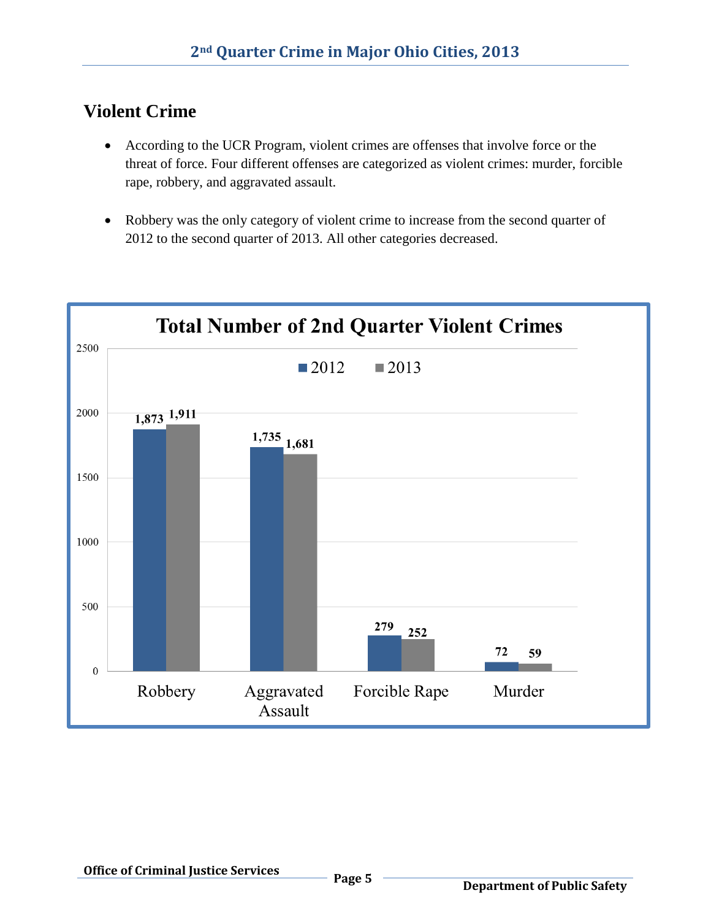## Violent Crime

- According to the UCR Program, violent crimes are offenses that involve force or the threat of force. Four different offenses are categorized as violent crimes: murder, forcible rape, robbery, and aggravated assault.
- Robbery was the only category of violent crime to increase from the second quarter of 2012 to the second quarter of 2013. All other categories decreased.

**Total Number of 2nd Quarter Violent Crimes**

| | 2012 | 2013 |
|---|---|---|
| Robbery | 1,873 | 1,911 |
| Aggravated Assault | 1,735 | 1,681 |
| Forcible Rape | 279 | 252 |
| Murder | 72 | 59 |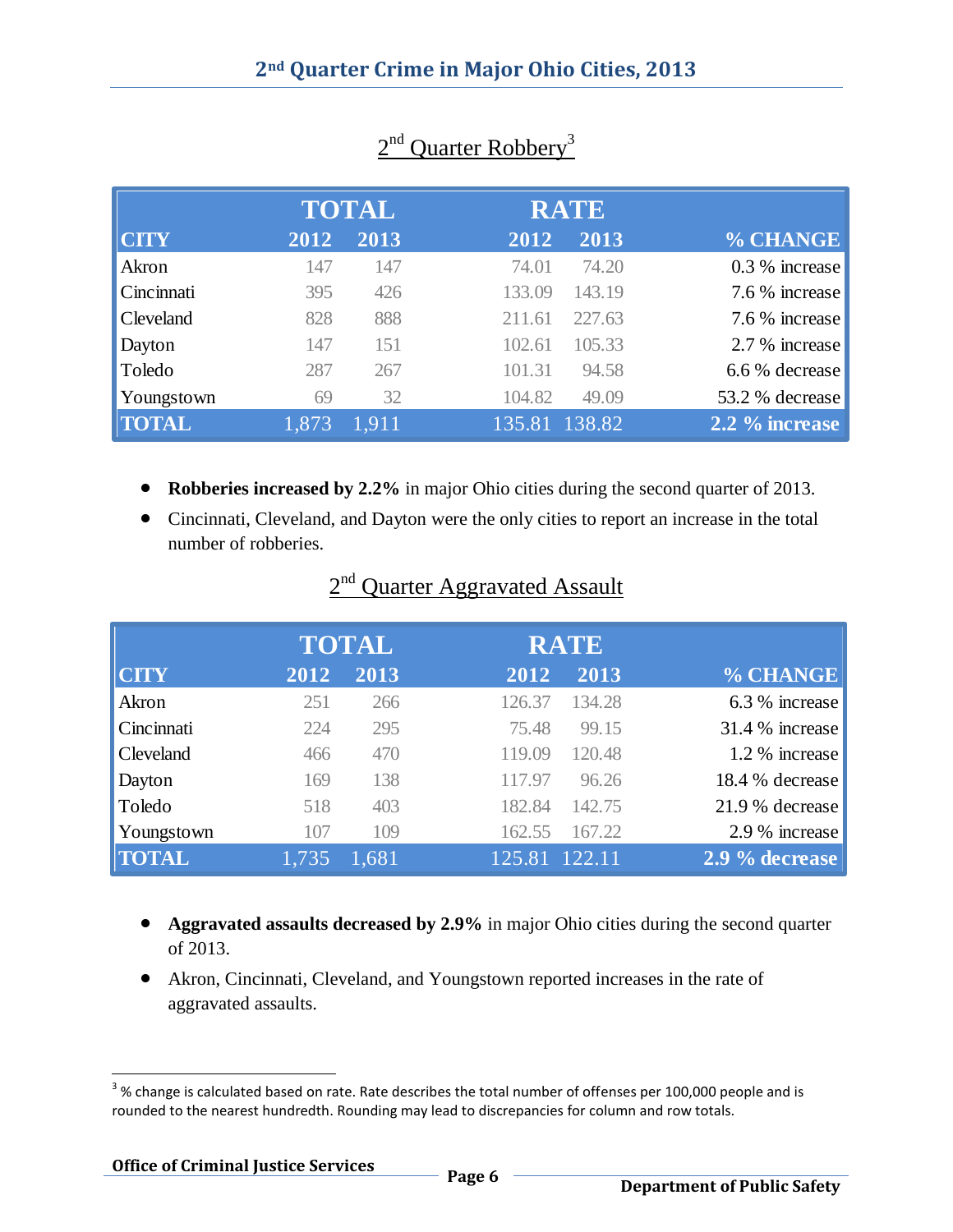## 2nd Quarter Robbery[3]

| CITY | TOTAL 2012 | TOTAL 2013 | RATE 2012 | RATE 2013 | % CHANGE |
|---|---|---|---|---|---|
| Akron | 147 | 147 | 74.01 | 74.20 | 0.3 % increase |
| Cincinnati | 395 | 426 | 133.09 | 143.19 | 7.6 % increase |
| Cleveland | 828 | 888 | 211.61 | 227.63 | 7.6 % increase |
| Dayton | 147 | 151 | 102.61 | 105.33 | 2.7 % increase |
| Toledo | 287 | 267 | 101.31 | 94.58 | 6.6 % decrease |
| Youngstown | 69 | 32 | 104.82 | 49.09 | 53.2 % decrease |
| **TOTAL** | 1,873 | 1,911 | 135.81 | 138.82 | **2.2 % increase** |

- **Robberies increased by 2.2%** in major Ohio cities during the second quarter of 2013.
- Cincinnati, Cleveland, and Dayton were the only cities to report an increase in the total number of robberies.

## 2nd Quarter Aggravated Assault

| CITY | TOTAL 2012 | TOTAL 2013 | RATE 2012 | RATE 2013 | % CHANGE |
|---|---|---|---|---|---|
| Akron | 251 | 266 | 126.37 | 134.28 | 6.3 % increase |
| Cincinnati | 224 | 295 | 75.48 | 99.15 | 31.4 % increase |
| Cleveland | 466 | 470 | 119.09 | 120.48 | 1.2 % increase |
| Dayton | 169 | 138 | 117.97 | 96.26 | 18.4 % decrease |
| Toledo | 518 | 403 | 182.84 | 142.75 | 21.9 % decrease |
| Youngstown | 107 | 109 | 162.55 | 167.22 | 2.9 % increase |
| **TOTAL** | 1,735 | 1,681 | 125.81 | 122.11 | **2.9 % decrease** |

- **Aggravated assaults decreased by 2.9%** in major Ohio cities during the second quarter of 2013.
- Akron, Cincinnati, Cleveland, and Youngstown reported increases in the rate of aggravated assaults.

[3] % change is calculated based on rate. Rate describes the total number of offenses per 100,000 people and is rounded to the nearest hundredth. Rounding may lead to discrepancies for column and row totals.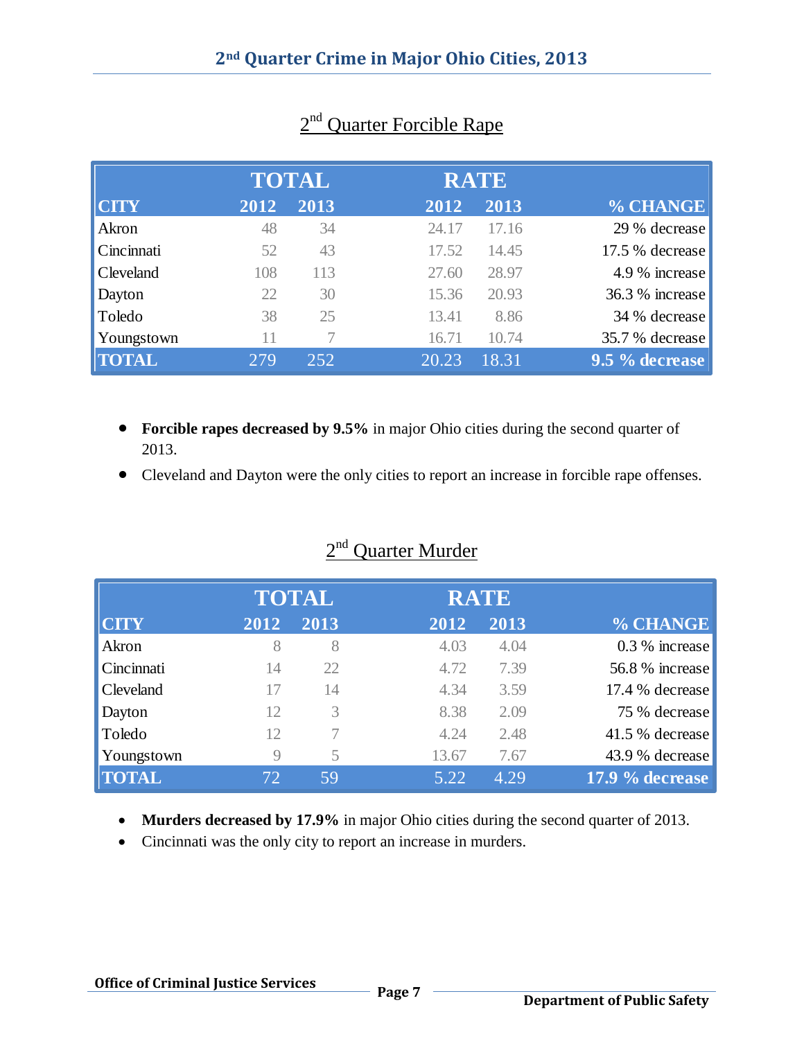## 2nd Quarter Forcible Rape

| CITY | TOTAL 2012 | TOTAL 2013 | RATE 2012 | RATE 2013 | % CHANGE |
|---|---|---|---|---|---|
| Akron | 48 | 34 | 24.17 | 17.16 | 29 % decrease |
| Cincinnati | 52 | 43 | 17.52 | 14.45 | 17.5 % decrease |
| Cleveland | 108 | 113 | 27.60 | 28.97 | 4.9 % increase |
| Dayton | 22 | 30 | 15.36 | 20.93 | 36.3 % increase |
| Toledo | 38 | 25 | 13.41 | 8.86 | 34 % decrease |
| Youngstown | 11 | 7 | 16.71 | 10.74 | 35.7 % decrease |
| **TOTAL** | 279 | 252 | 20.23 | 18.31 | **9.5 % decrease** |

- **Forcible rapes decreased by 9.5%** in major Ohio cities during the second quarter of 2013.
- Cleveland and Dayton were the only cities to report an increase in forcible rape offenses.

## 2nd Quarter Murder

| CITY | TOTAL 2012 | TOTAL 2013 | RATE 2012 | RATE 2013 | % CHANGE |
|---|---|---|---|---|---|
| Akron | 8 | 8 | 4.03 | 4.04 | 0.3 % increase |
| Cincinnati | 14 | 22 | 4.72 | 7.39 | 56.8 % increase |
| Cleveland | 17 | 14 | 4.34 | 3.59 | 17.4 % decrease |
| Dayton | 12 | 3 | 8.38 | 2.09 | 75 % decrease |
| Toledo | 12 | 7 | 4.24 | 2.48 | 41.5 % decrease |
| Youngstown | 9 | 5 | 13.67 | 7.67 | 43.9 % decrease |
| **TOTAL** | 72 | 59 | 5.22 | 4.29 | **17.9 % decrease** |

- **Murders decreased by 17.9%** in major Ohio cities during the second quarter of 2013.
- Cincinnati was the only city to report an increase in murders.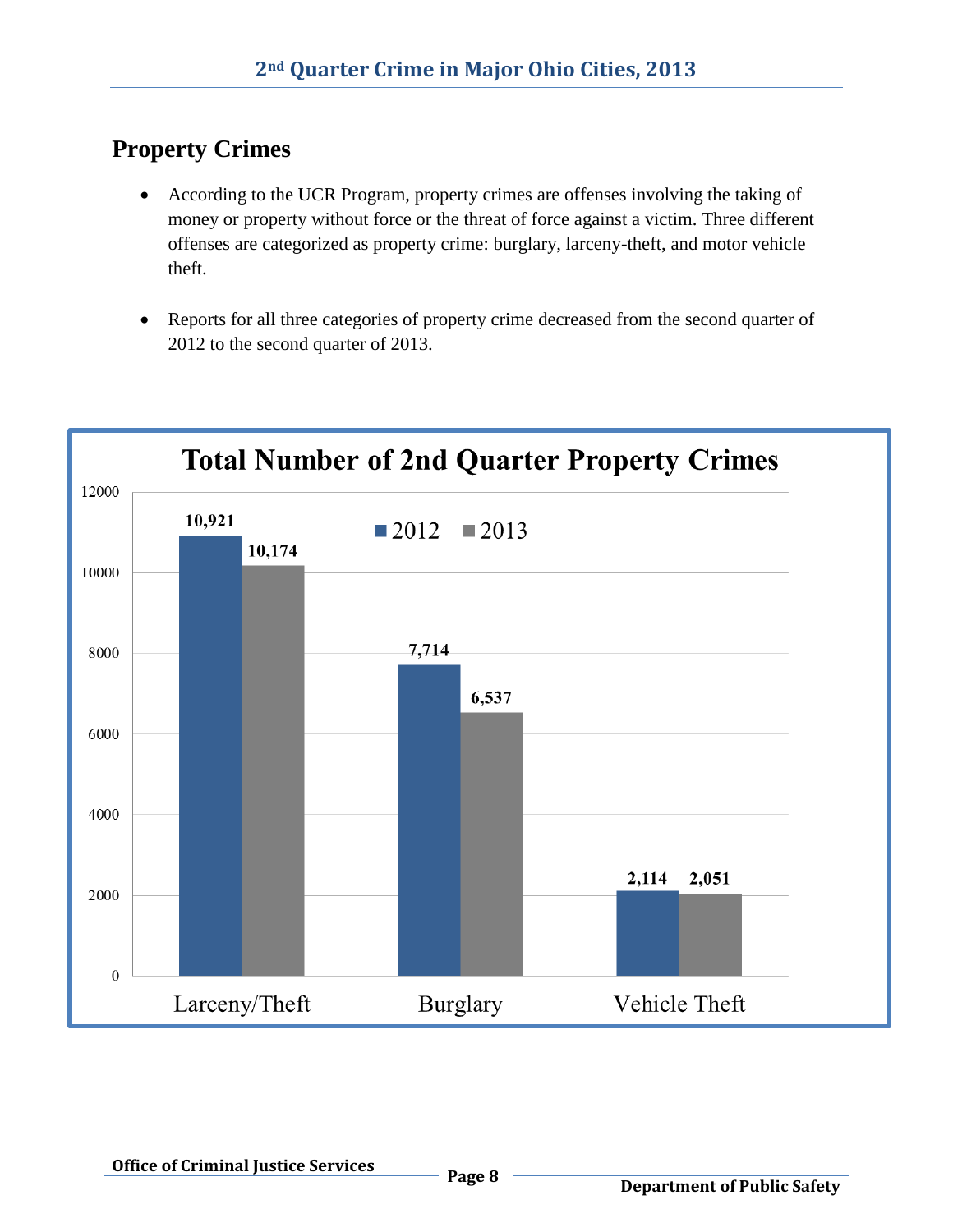## Property Crimes

- According to the UCR Program, property crimes are offenses involving the taking of money or property without force or the threat of force against a victim. Three different offenses are categorized as property crime: burglary, larceny-theft, and motor vehicle theft.

- Reports for all three categories of property crime decreased from the second quarter of 2012 to the second quarter of 2013.

**Total Number of 2nd Quarter Property Crimes**

| | 2012 | 2013 |
|---|---|---|
| Larceny/Theft | 10,921 | 10,174 |
| Burglary | 7,714 | 6,537 |
| Vehicle Theft | 2,114 | 2,051 |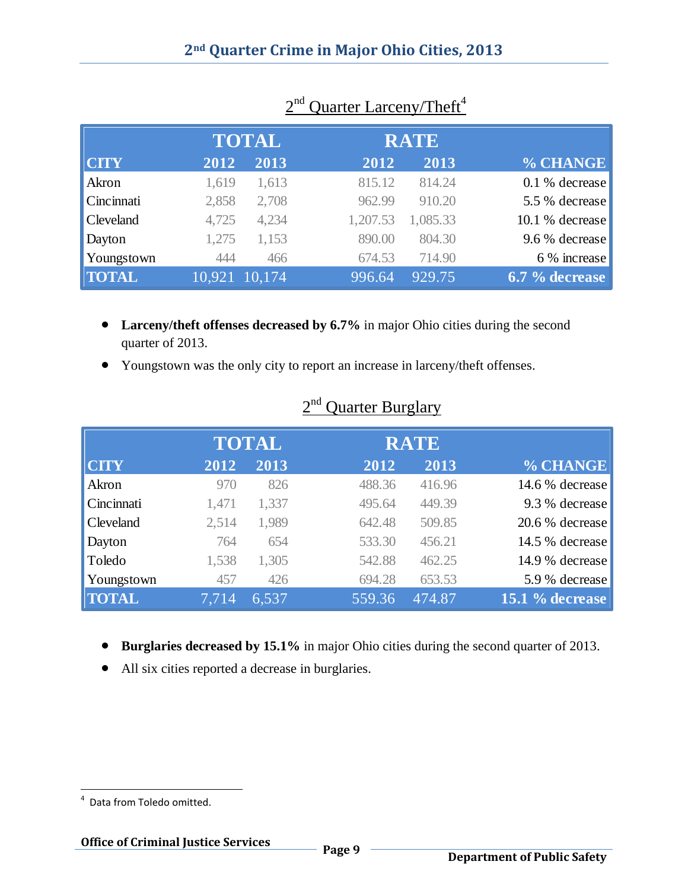## 2nd Quarter Crime in Major Ohio Cities, 2013

### 2nd Quarter Larceny/Theft[4]

| | TOTAL | | RATE | | |
|---|---|---|---|---|---|
| CITY | 2012 | 2013 | 2012 | 2013 | % CHANGE |
| Akron | 1,619 | 1,613 | 815.12 | 814.24 | 0.1 % decrease |
| Cincinnati | 2,858 | 2,708 | 962.99 | 910.20 | 5.5 % decrease |
| Cleveland | 4,725 | 4,234 | 1,207.53 | 1,085.33 | 10.1 % decrease |
| Dayton | 1,275 | 1,153 | 890.00 | 804.30 | 9.6 % decrease |
| Youngstown | 444 | 466 | 674.53 | 714.90 | 6 % increase |
| **TOTAL** | 10,921 | 10,174 | 996.64 | 929.75 | **6.7 % decrease** |

- **Larceny/theft offenses decreased by 6.7%** in major Ohio cities during the second quarter of 2013.
- Youngstown was the only city to report an increase in larceny/theft offenses.

### 2nd Quarter Burglary

| | TOTAL | | RATE | | |
|---|---|---|---|---|---|
| CITY | 2012 | 2013 | 2012 | 2013 | % CHANGE |
| Akron | 970 | 826 | 488.36 | 416.96 | 14.6 % decrease |
| Cincinnati | 1,471 | 1,337 | 495.64 | 449.39 | 9.3 % decrease |
| Cleveland | 2,514 | 1,989 | 642.48 | 509.85 | 20.6 % decrease |
| Dayton | 764 | 654 | 533.30 | 456.21 | 14.5 % decrease |
| Toledo | 1,538 | 1,305 | 542.88 | 462.25 | 14.9 % decrease |
| Youngstown | 457 | 426 | 694.28 | 653.53 | 5.9 % decrease |
| **TOTAL** | 7,714 | 6,537 | 559.36 | 474.87 | **15.1 % decrease** |

- **Burglaries decreased by 15.1%** in major Ohio cities during the second quarter of 2013.
- All six cities reported a decrease in burglaries.

[4] Data from Toledo omitted.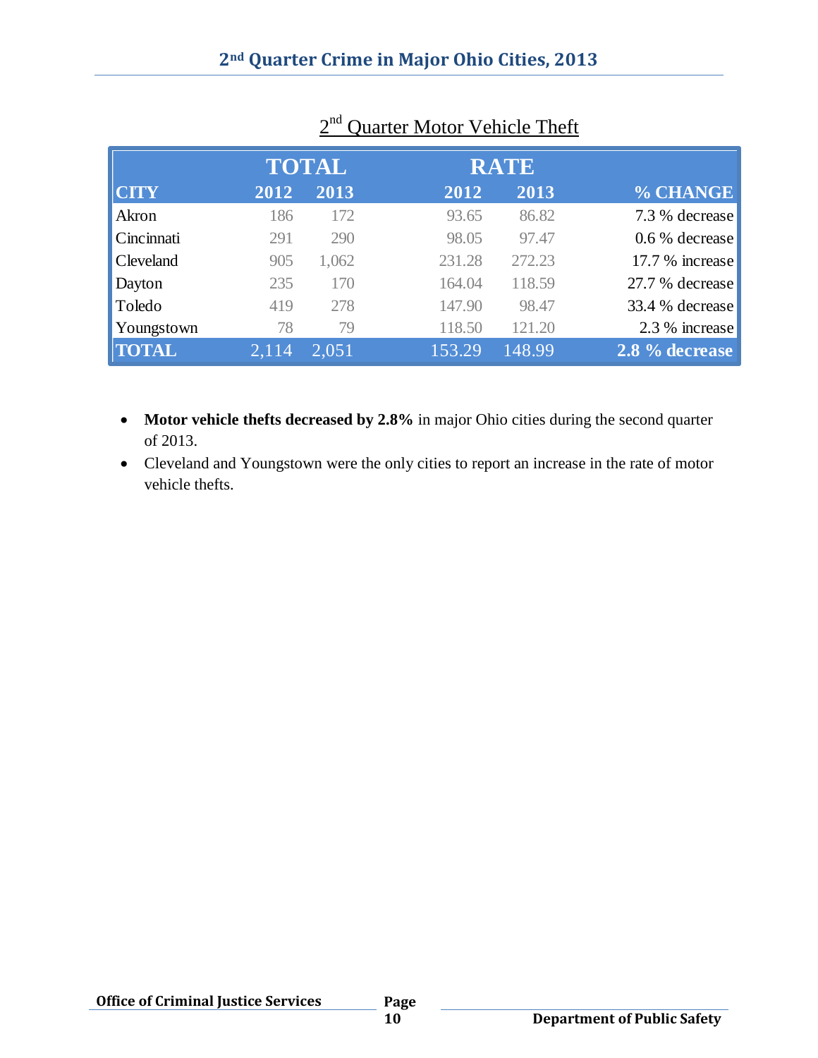## 2nd Quarter Crime in Major Ohio Cities, 2013

### 2nd Quarter Motor Vehicle Theft

| | TOTAL | | RATE | | |
|---|---|---|---|---|---|
| **CITY** | **2012** | **2013** | **2012** | **2013** | **% CHANGE** |
| Akron | 186 | 172 | 93.65 | 86.82 | 7.3 % decrease |
| Cincinnati | 291 | 290 | 98.05 | 97.47 | 0.6 % decrease |
| Cleveland | 905 | 1,062 | 231.28 | 272.23 | 17.7 % increase |
| Dayton | 235 | 170 | 164.04 | 118.59 | 27.7 % decrease |
| Toledo | 419 | 278 | 147.90 | 98.47 | 33.4 % decrease |
| Youngstown | 78 | 79 | 118.50 | 121.20 | 2.3 % increase |
| **TOTAL** | 2,114 | 2,051 | 153.29 | 148.99 | **2.8 % decrease** |

- **Motor vehicle thefts decreased by 2.8%** in major Ohio cities during the second quarter of 2013.
- Cleveland and Youngstown were the only cities to report an increase in the rate of motor vehicle thefts.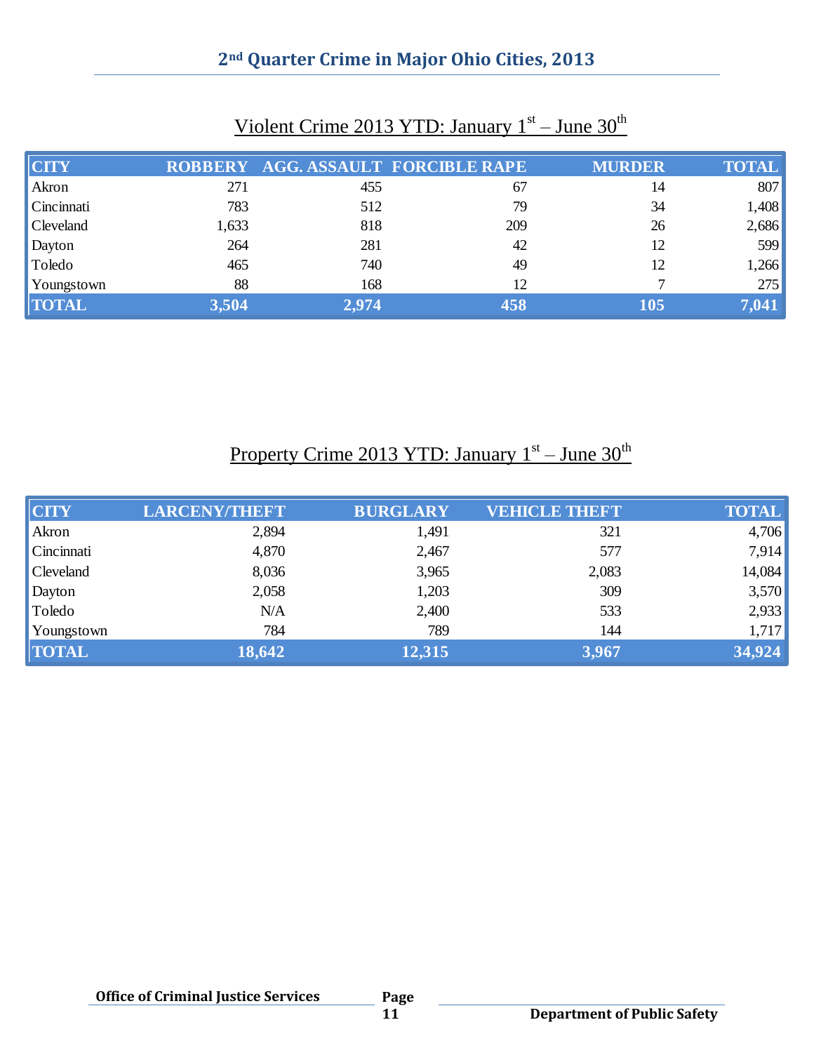# 2nd Quarter Crime in Major Ohio Cities, 2013

## Violent Crime 2013 YTD: January 1st – June 30th

| CITY | ROBBERY | AGG. ASSAULT | FORCIBLE RAPE | MURDER | TOTAL |
|---|---|---|---|---|---|
| Akron | 271 | 455 | 67 | 14 | 807 |
| Cincinnati | 783 | 512 | 79 | 34 | 1,408 |
| Cleveland | 1,633 | 818 | 209 | 26 | 2,686 |
| Dayton | 264 | 281 | 42 | 12 | 599 |
| Toledo | 465 | 740 | 49 | 12 | 1,266 |
| Youngstown | 88 | 168 | 12 | 7 | 275 |
| **TOTAL** | **3,504** | **2,974** | **458** | **105** | **7,041** |

## Property Crime 2013 YTD: January 1st – June 30th

| CITY | LARCENY/THEFT | BURGLARY | VEHICLE THEFT | TOTAL |
|---|---|---|---|---|
| Akron | 2,894 | 1,491 | 321 | 4,706 |
| Cincinnati | 4,870 | 2,467 | 577 | 7,914 |
| Cleveland | 8,036 | 3,965 | 2,083 | 14,084 |
| Dayton | 2,058 | 1,203 | 309 | 3,570 |
| Toledo | N/A | 2,400 | 533 | 2,933 |
| Youngstown | 784 | 789 | 144 | 1,717 |
| **TOTAL** | **18,642** | **12,315** | **3,967** | **34,924** |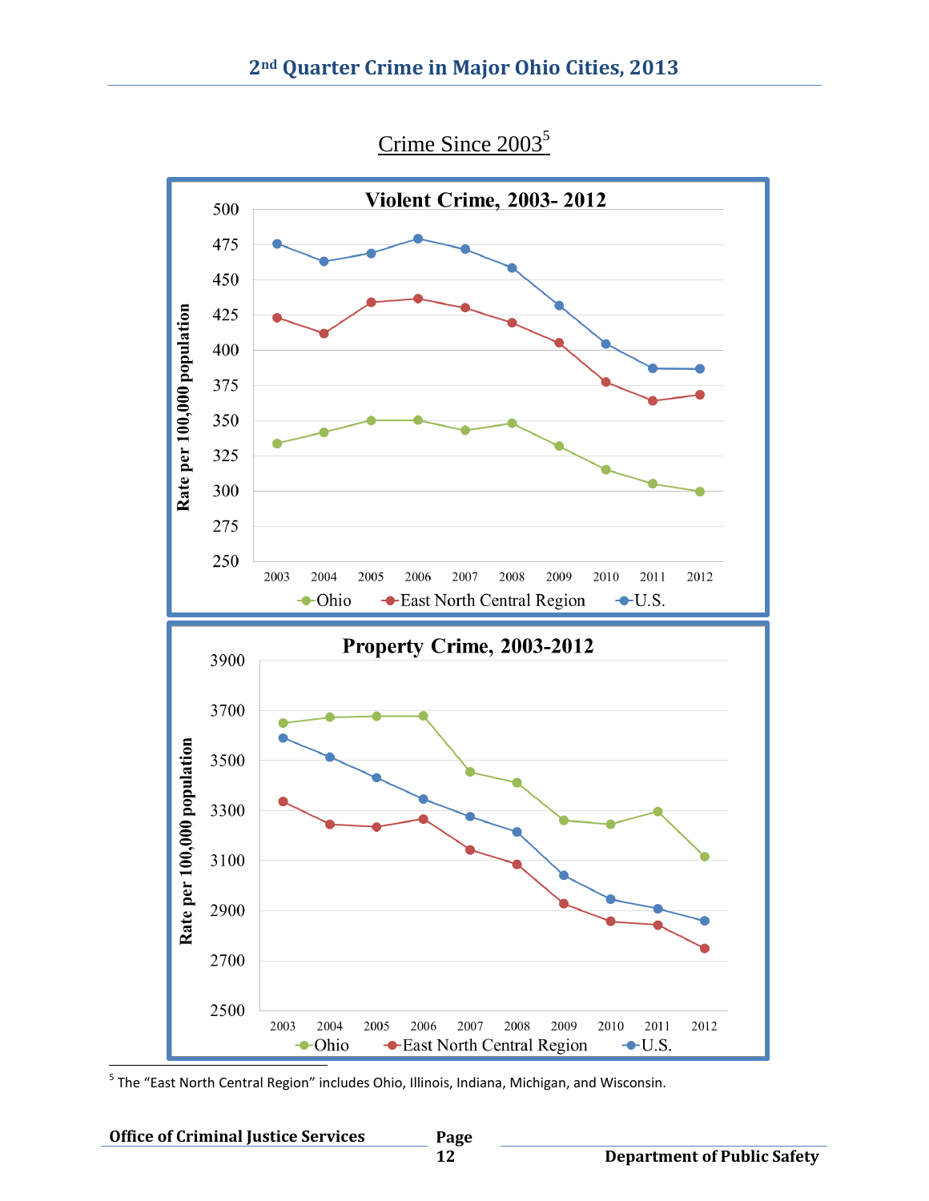## Crime Since 2003[5]

Violent Crime, 2003- 2012

Rate per 100,000 population

500
475
450
425
400
375
350
325
300
275
250

2003 2004 2005 2006 2007 2008 2009 2010 2011 2012

Ohio East North Central Region U.S.

Property Crime, 2003-2012

Rate per 100,000 population

3900
3700
3500
3300
3100
2900
2700
2500

2003 2004 2005 2006 2007 2008 2009 2010 2011 2012

Ohio East North Central Region U.S.

---

[5] The "East North Central Region" includes Ohio, Illinois, Indiana, Michigan, and Wisconsin.